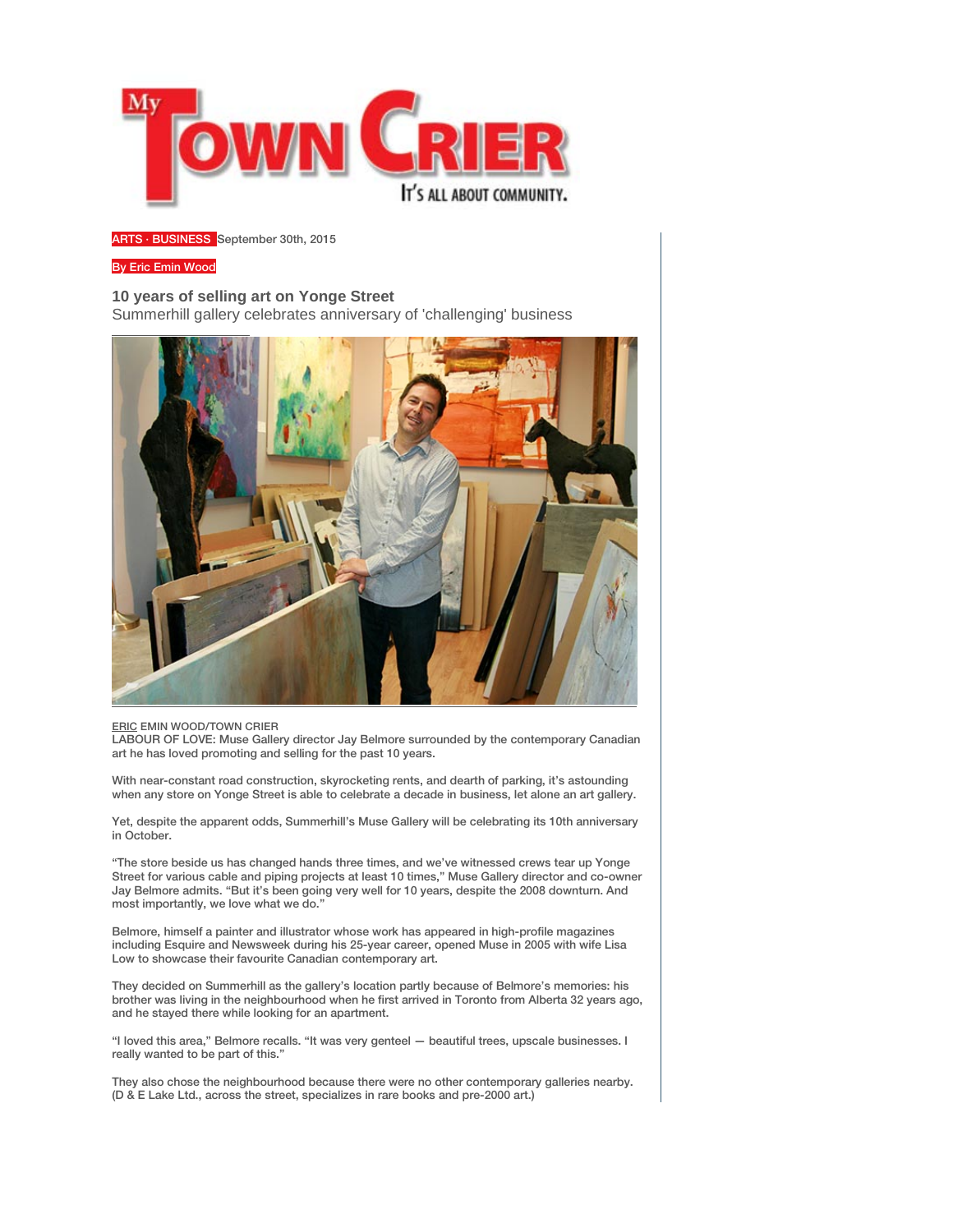ARTS · BUSINESS September 30th, 2015

By Eric Emin Wood

## 10 years of selling art on Yonge Street

### Summerhill gallery celebrates anniversary of 'challenging' business

ERIC EMIN WOOD/TOWN CRIER
LABOUR OF LOVE: Muse Gallery director Jay Belmore surrounded by the contemporary Canadian art he has loved promoting and selling for the past 10 years.

With near-constant road construction, skyrocketing rents, and dearth of parking, it's astounding when any store on Yonge Street is able to celebrate a decade in business, let alone an art gallery.

Yet, despite the apparent odds, Summerhill's Muse Gallery will be celebrating its 10th anniversary in October.

"The store beside us has changed hands three times, and we've witnessed crews tear up Yonge Street for various cable and piping projects at least 10 times," Muse Gallery director and co-owner Jay Belmore admits. "But it's been going very well for 10 years, despite the 2008 downturn. And most importantly, we love what we do."

Belmore, himself a painter and illustrator whose work has appeared in high-profile magazines including Esquire and Newsweek during his 25-year career, opened Muse in 2005 with wife Lisa Low to showcase their favourite Canadian contemporary art.

They decided on Summerhill as the gallery's location partly because of Belmore's memories: his brother was living in the neighbourhood when he first arrived in Toronto from Alberta 32 years ago, and he stayed there while looking for an apartment.

"I loved this area," Belmore recalls. "It was very genteel — beautiful trees, upscale businesses. I really wanted to be part of this."

They also chose the neighbourhood because there were no other contemporary galleries nearby. (D & E Lake Ltd., across the street, specializes in rare books and pre-2000 art.)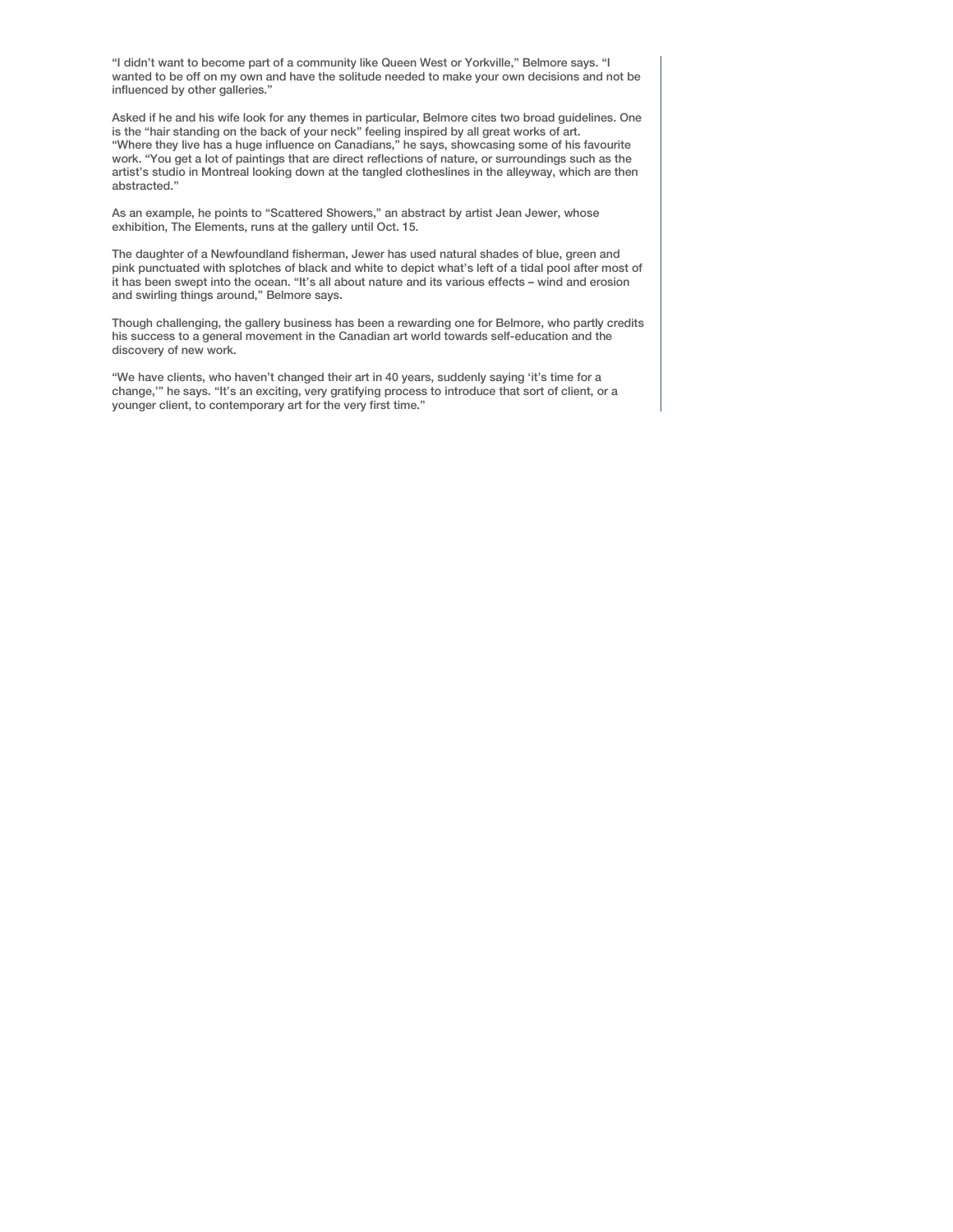"I didn't want to become part of a community like Queen West or Yorkville," Belmore says. "I wanted to be off on my own and have the solitude needed to make your own decisions and not be influenced by other galleries."

Asked if he and his wife look for any themes in particular, Belmore cites two broad guidelines. One is the "hair standing on the back of your neck" feeling inspired by all great works of art. "Where they live has a huge influence on Canadians," he says, showcasing some of his favourite work. "You get a lot of paintings that are direct reflections of nature, or surroundings such as the artist's studio in Montreal looking down at the tangled clotheslines in the alleyway, which are then abstracted."

As an example, he points to "Scattered Showers," an abstract by artist Jean Jewer, whose exhibition, The Elements, runs at the gallery until Oct. 15.

The daughter of a Newfoundland fisherman, Jewer has used natural shades of blue, green and pink punctuated with splotches of black and white to depict what's left of a tidal pool after most of it has been swept into the ocean. "It's all about nature and its various effects – wind and erosion and swirling things around," Belmore says.

Though challenging, the gallery business has been a rewarding one for Belmore, who partly credits his success to a general movement in the Canadian art world towards self-education and the discovery of new work.

"We have clients, who haven't changed their art in 40 years, suddenly saying 'it's time for a change,'" he says. "It's an exciting, very gratifying process to introduce that sort of client, or a younger client, to contemporary art for the very first time."